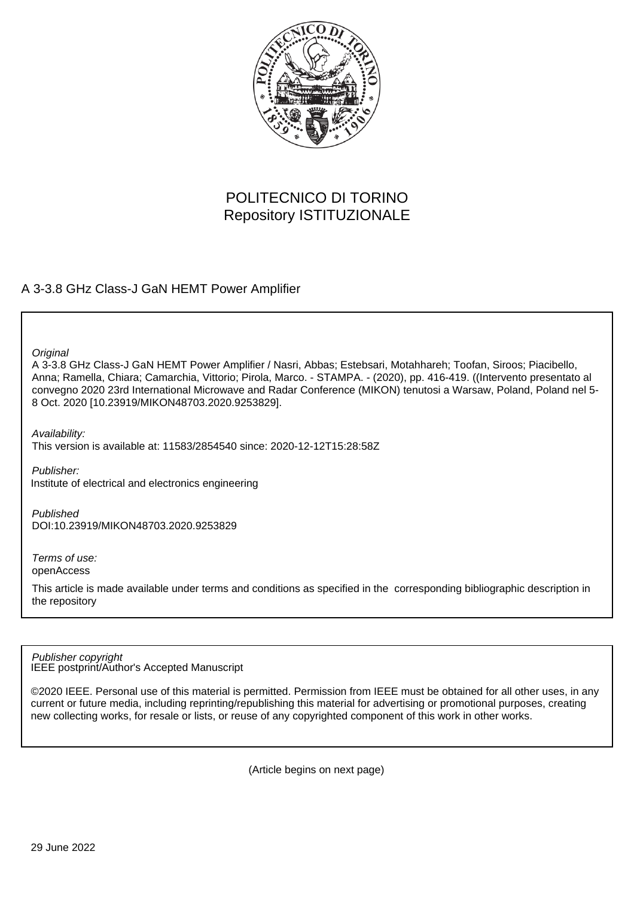POLITECNICO DI TORINO
Repository ISTITUZIONALE

A 3-3.8 GHz Class-J GaN HEMT Power Amplifier

*Original*
A 3-3.8 GHz Class-J GaN HEMT Power Amplifier / Nasri, Abbas; Estebsari, Motahhareh; Toofan, Siroos; Piacibello, Anna; Ramella, Chiara; Camarchia, Vittorio; Pirola, Marco. - STAMPA. - (2020), pp. 416-419. ((Intervento presentato al convegno 2020 23rd International Microwave and Radar Conference (MIKON) tenutosi a Warsaw, Poland, Poland nel 5-8 Oct. 2020 [10.23919/MIKON48703.2020.9253829].

*Availability:*
This version is available at: 11583/2854540 since: 2020-12-12T15:28:58Z

*Publisher:*
Institute of electrical and electronics engineering

*Published*
DOI:10.23919/MIKON48703.2020.9253829

*Terms of use:*
openAccess

This article is made available under terms and conditions as specified in the corresponding bibliographic description in the repository

*Publisher copyright*
IEEE postprint/Author's Accepted Manuscript

©2020 IEEE. Personal use of this material is permitted. Permission from IEEE must be obtained for all other uses, in any current or future media, including reprinting/republishing this material for advertising or promotional purposes, creating new collecting works, for resale or lists, or reuse of any copyrighted component of this work in other works.

(Article begins on next page)

29 June 2022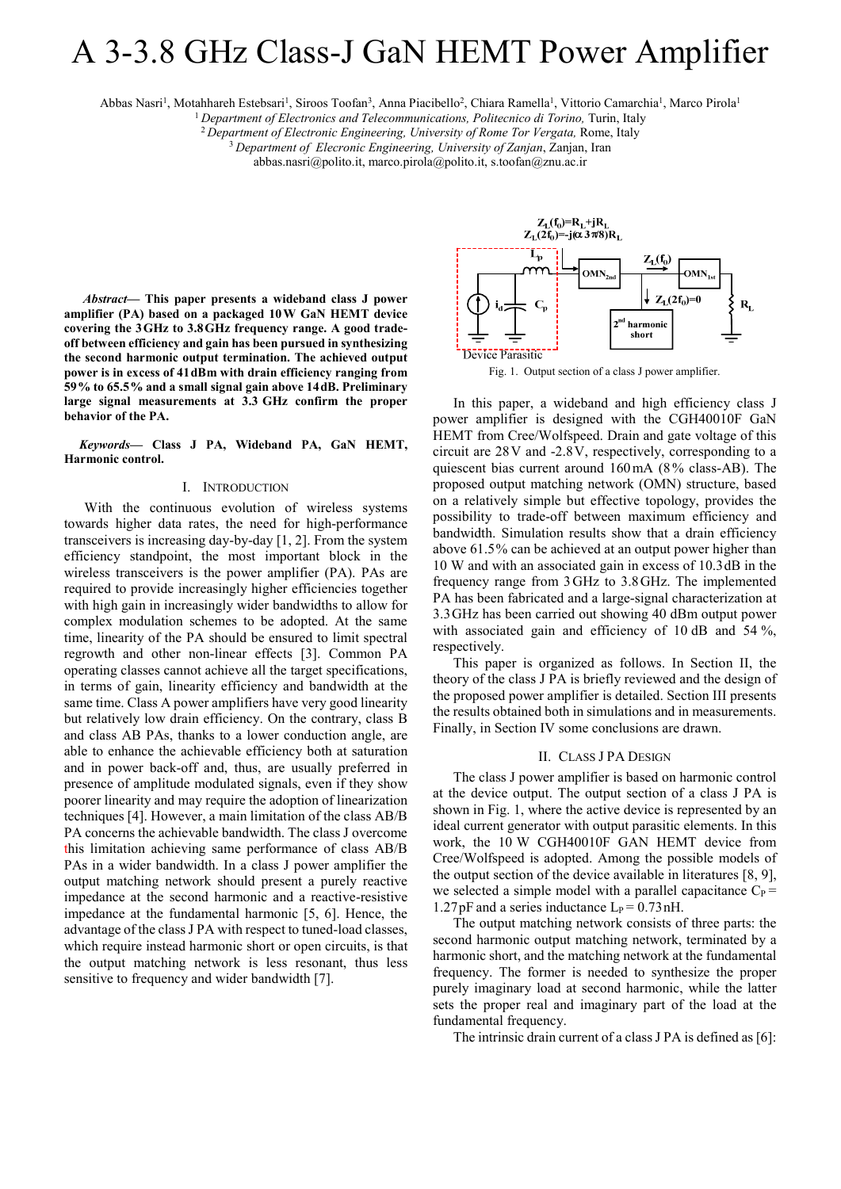# A 3-3.8 GHz Class-J GaN HEMT Power Amplifier

Abbas Nasri[1], Motahhareh Estebsari[1], Siroos Toofan[3], Anna Piacibello[2], Chiara Ramella[1], Vittorio Camarchia[1], Marco Pirola[1]

[1] *Department of Electronics and Telecommunications, Politecnico di Torino,* Turin, Italy

[2] *Department of Electronic Engineering, University of Rome Tor Vergata,* Rome, Italy

[3] *Department of Elecronic Engineering, University of Zanjan*, Zanjan, Iran

abbas.nasri@polito.it, marco.pirola@polito.it, s.toofan@znu.ac.ir

***Abstract*— This paper presents a wideband class J power amplifier (PA) based on a packaged 10 W GaN HEMT device covering the 3 GHz to 3.8 GHz frequency range. A good trade-off between efficiency and gain has been pursued in synthesizing the second harmonic output termination. The achieved output power is in excess of 41 dBm with drain efficiency ranging from 59% to 65.5% and a small signal gain above 14 dB. Preliminary large signal measurements at 3.3 GHz confirm the proper behavior of the PA.**

***Keywords*— Class J PA, Wideband PA, GaN HEMT, Harmonic control.**

## I. Introduction

With the continuous evolution of wireless systems towards higher data rates, the need for high-performance transceivers is increasing day-by-day [1, 2]. From the system efficiency standpoint, the most important block in the wireless transceivers is the power amplifier (PA). PAs are required to provide increasingly higher efficiencies together with high gain in increasingly wider bandwidths to allow for complex modulation schemes to be adopted. At the same time, linearity of the PA should be ensured to limit spectral regrowth and other non-linear effects [3]. Common PA operating classes cannot achieve all the target specifications, in terms of gain, linearity efficiency and bandwidth at the same time. Class A power amplifiers have very good linearity but relatively low drain efficiency. On the contrary, class B and class AB PAs, thanks to a lower conduction angle, are able to enhance the achievable efficiency both at saturation and in power back-off and, thus, are usually preferred in presence of amplitude modulated signals, even if they show poorer linearity and may require the adoption of linearization techniques [4]. However, a main limitation of the class AB/B PA concerns the achievable bandwidth. The class J overcome this limitation achieving same performance of class AB/B PAs in a wider bandwidth. In a class J power amplifier the output matching network should present a purely reactive impedance at the second harmonic and a reactive-resistive impedance at the fundamental harmonic [5, 6]. Hence, the advantage of the class J PA with respect to tuned-load classes, which require instead harmonic short or open circuits, is that the output matching network is less resonant, thus less sensitive to frequency and wider bandwidth [7].

$Z_L(f_0)=R_L+jR_L$
$Z_L(2f_0)=-j(\alpha\, 3\pi/8)R_L$

Fig. 1. Output section of a class J power amplifier.

In this paper, a wideband and high efficiency class J power amplifier is designed with the CGH40010F GaN HEMT from Cree/Wolfspeed. Drain and gate voltage of this circuit are 28 V and -2.8 V, respectively, corresponding to a quiescent bias current around 160 mA (8 % class-AB). The proposed output matching network (OMN) structure, based on a relatively simple but effective topology, provides the possibility to trade-off between maximum efficiency and bandwidth. Simulation results show that a drain efficiency above 61.5% can be achieved at an output power higher than 10 W and with an associated gain in excess of 10.3 dB in the frequency range from 3 GHz to 3.8 GHz. The implemented PA has been fabricated and a large-signal characterization at 3.3 GHz has been carried out showing 40 dBm output power with associated gain and efficiency of 10 dB and 54 %, respectively.

This paper is organized as follows. In Section II, the theory of the class J PA is briefly reviewed and the design of the proposed power amplifier is detailed. Section III presents the results obtained both in simulations and in measurements. Finally, in Section IV some conclusions are drawn.

## II. Class J PA Design

The class J power amplifier is based on harmonic control at the device output. The output section of a class J PA is shown in Fig. 1, where the active device is represented by an ideal current generator with output parasitic elements. In this work, the 10 W CGH40010F GAN HEMT device from Cree/Wolfspeed is adopted. Among the possible models of the output section of the device available in literatures [8, 9], we selected a simple model with a parallel capacitance $C_P$ = 1.27 pF and a series inductance $L_P$ = 0.73 nH.

The output matching network consists of three parts: the second harmonic output matching network, terminated by a harmonic short, and the matching network at the fundamental frequency. The former is needed to synthesize the proper purely imaginary load at second harmonic, while the latter sets the proper real and imaginary part of the load at the fundamental frequency.

The intrinsic drain current of a class J PA is defined as [6]: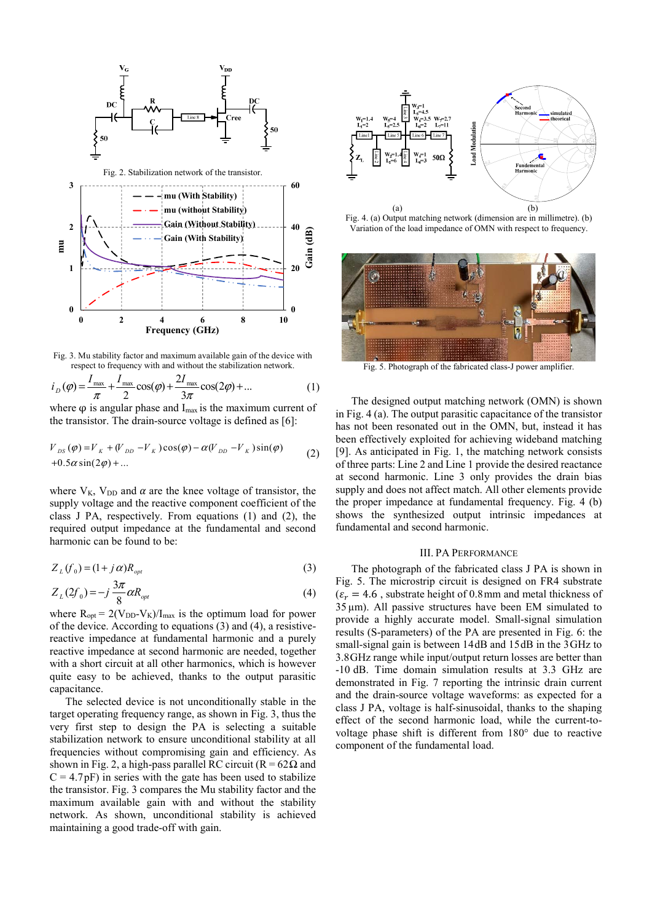Fig. 2. Stabilization network of the transistor.

Fig. 3. Mu stability factor and maximum available gain of the device with respect to frequency with and without the stabilization network.

$$i_D(\varphi) = \frac{I_{max}}{\pi} + \frac{I_{max}}{2}\cos(\varphi) + \frac{2I_{max}}{3\pi}\cos(2\varphi) + \ldots \quad (1)$$

where φ is angular phase and $I_{max}$ is the maximum current of the transistor. The drain-source voltage is defined as [6]:

$$V_{DS}(\varphi) = V_K + (V_{DD} - V_K)\cos(\varphi) - \alpha(V_{DD} - V_K)\sin(\varphi) + 0.5\alpha\sin(2\varphi) + \ldots \quad (2)$$

where $V_K$, $V_{DD}$ and $\alpha$ are the knee voltage of transistor, the supply voltage and the reactive component coefficient of the class J PA, respectively. From equations (1) and (2), the required output impedance at the fundamental and second harmonic can be found to be:

$$Z_L(f_0) = (1 + j\alpha)R_{opt} \quad (3)$$

$$Z_L(2f_0) = -j\frac{3\pi}{8}\alpha R_{opt} \quad (4)$$

where $R_{opt} = 2(V_{DD}-V_K)/I_{max}$ is the optimum load for power of the device. According to equations (3) and (4), a resistive-reactive impedance at fundamental harmonic and a purely reactive impedance at second harmonic are needed, together with a short circuit at all other harmonics, which is however quite easy to be achieved, thanks to the output parasitic capacitance.

The selected device is not unconditionally stable in the target operating frequency range, as shown in Fig. 3, thus the very first step to design the PA is selecting a suitable stabilization network to ensure unconditional stability at all frequencies without compromising gain and efficiency. As shown in Fig. 2, a high-pass parallel RC circuit (R = 62Ω and C = 4.7 pF) in series with the gate has been used to stabilize the transistor. Fig. 3 compares the Mu stability factor and the maximum available gain with and without the stability network. As shown, unconditional stability is achieved maintaining a good trade-off with gain.

Fig. 4. (a) Output matching network (dimension are in millimetre). (b) Variation of the load impedance of OMN with respect to frequency.

Fig. 5. Photograph of the fabricated class-J power amplifier.

The designed output matching network (OMN) is shown in Fig. 4 (a). The output parasitic capacitance of the transistor has not been resonated out in the OMN, but, instead it has been effectively exploited for achieving wideband matching [9]. As anticipated in Fig. 1, the matching network consists of three parts: Line 2 and Line 1 provide the desired reactance at second harmonic. Line 3 only provides the drain bias supply and does not affect match. All other elements provide the proper impedance at fundamental frequency. Fig. 4 (b) shows the synthesized output intrinsic impedances at fundamental and second harmonic.

## III. PA Performance

The photograph of the fabricated class J PA is shown in Fig. 5. The microstrip circuit is designed on FR4 substrate ($\varepsilon_r = 4.6$ , substrate height of 0.8 mm and metal thickness of 35 µm). All passive structures have been EM simulated to provide a highly accurate model. Small-signal simulation results (S-parameters) of the PA are presented in Fig. 6: the small-signal gain is between 14 dB and 15 dB in the 3 GHz to 3.8 GHz range while input/output return losses are better than -10 dB. Time domain simulation results at 3.3 GHz are demonstrated in Fig. 7 reporting the intrinsic drain current and the drain-source voltage waveforms: as expected for a class J PA, voltage is half-sinusoidal, thanks to the shaping effect of the second harmonic load, while the current-to-voltage phase shift is different from 180° due to reactive component of the fundamental load.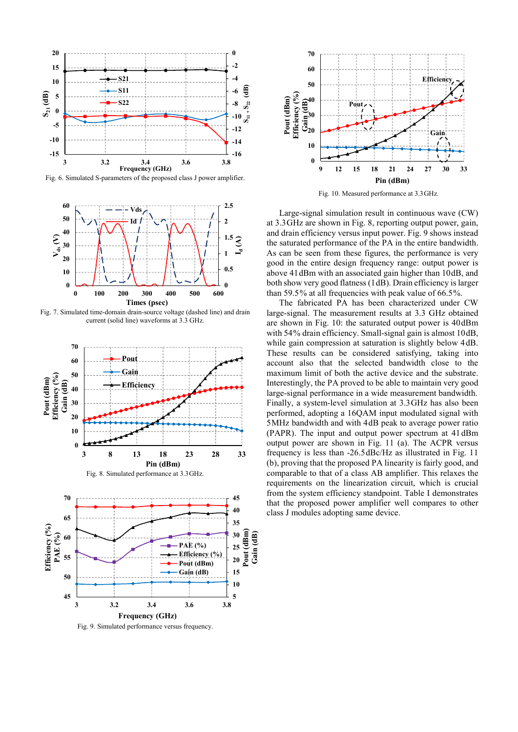Fig. 6. Simulated S-parameters of the proposed class J power amplifier.

Fig. 7. Simulated time-domain drain-source voltage (dashed line) and drain current (solid line) waveforms at 3.3 GHz.

Fig. 8. Simulated performance at 3.3 GHz.

Fig. 9. Simulated performance versus frequency.

Fig. 10. Measured performance at 3.3 GHz.

Large-signal simulation result in continuous wave (CW) at 3.3 GHz are shown in Fig. 8, reporting output power, gain, and drain efficiency versus input power. Fig. 9 shows instead the saturated performance of the PA in the entire bandwidth. As can be seen from these figures, the performance is very good in the entire design frequency range: output power is above 41 dBm with an associated gain higher than 10 dB, and both show very good flatness (1 dB). Drain efficiency is larger than 59.5 % at all frequencies with peak value of 66.5 %.

The fabricated PA has been characterized under CW large-signal. The measurement results at 3.3 GHz obtained are shown in Fig. 10: the saturated output power is 40 dBm with 54 % drain efficiency. Small-signal gain is almost 10 dB, while gain compression at saturation is slightly below 4 dB. These results can be considered satisfying, taking into account also that the selected bandwidth close to the maximum limit of both the active device and the substrate. Interestingly, the PA proved to be able to maintain very good large-signal performance in a wide measurement bandwidth. Finally, a system-level simulation at 3.3 GHz has also been performed, adopting a 16QAM input modulated signal with 5 MHz bandwidth and with 4 dB peak to average power ratio (PAPR). The input and output power spectrum at 41 dBm output power are shown in Fig. 11 (a). The ACPR versus frequency is less than -26.5 dBc/Hz as illustrated in Fig. 11 (b), proving that the proposed PA linearity is fairly good, and comparable to that of a class AB amplifier. This relaxes the requirements on the linearization circuit, which is crucial from the system efficiency standpoint. Table I demonstrates that the proposed power amplifier well compares to other class J modules adopting same device.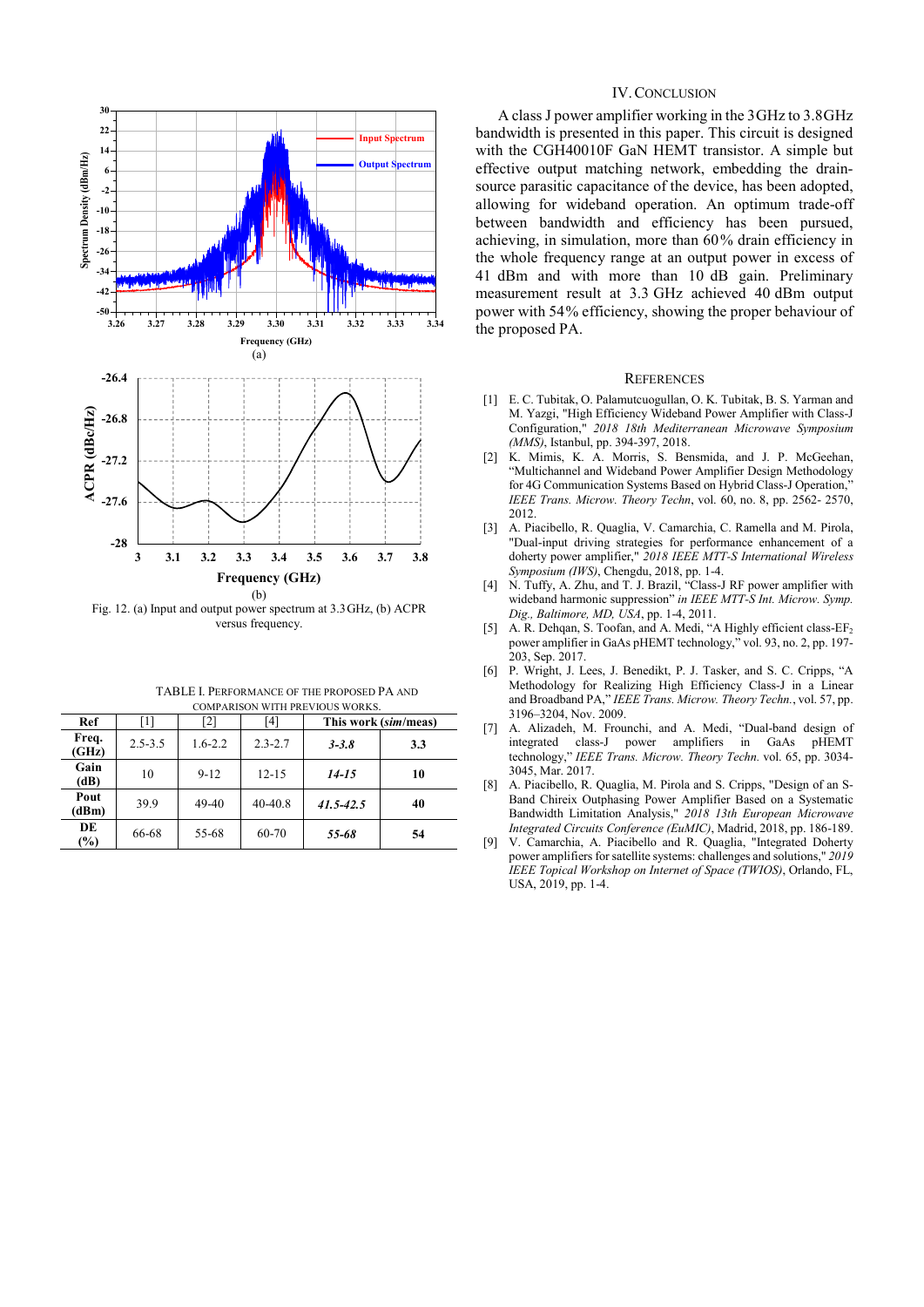30
22
14
6
-2
-10
-18
-26
-34
-42
-50

Spectrum Density (dBm/Hz)

Input Spectrum

Output Spectrum

3.26 3.27 3.28 3.29 3.30 3.31 3.32 3.33 3.34

Frequency (GHz)

(a)

-26.4
-26.8
-27.2
-27.6
-28

ACPR (dBc/Hz)

3 3.1 3.2 3.3 3.4 3.5 3.6 3.7 3.8

Frequency (GHz)

(b)

Fig. 12. (a) Input and output power spectrum at 3.3 GHz, (b) ACPR versus frequency.

TABLE I. PERFORMANCE OF THE PROPOSED PA AND COMPARISON WITH PREVIOUS WORKS.

| Ref | [1] | [2] | [4] | This work (*sim*/meas) | |
|---|---|---|---|---|---|
| **Freq. (GHz)** | 2.5-3.5 | 1.6-2.2 | 2.3-2.7 | ***3-3.8*** | **3.3** |
| **Gain (dB)** | 10 | 9-12 | 12-15 | ***14-15*** | **10** |
| **Pout (dBm)** | 39.9 | 49-40 | 40-40.8 | ***41.5-42.5*** | **40** |
| **DE (%)** | 66-68 | 55-68 | 60-70 | ***55-68*** | **54** |

## IV. CONCLUSION

A class J power amplifier working in the 3 GHz to 3.8 GHz bandwidth is presented in this paper. This circuit is designed with the CGH40010F GaN HEMT transistor. A simple but effective output matching network, embedding the drain-source parasitic capacitance of the device, has been adopted, allowing for wideband operation. An optimum trade-off between bandwidth and efficiency has been pursued, achieving, in simulation, more than 60% drain efficiency in the whole frequency range at an output power in excess of 41 dBm and with more than 10 dB gain. Preliminary measurement result at 3.3 GHz achieved 40 dBm output power with 54% efficiency, showing the proper behaviour of the proposed PA.

## REFERENCES

[1] E. C. Tubitak, O. Palamutcuogullan, O. K. Tubitak, B. S. Yarman and M. Yazgi, "High Efficiency Wideband Power Amplifier with Class-J Configuration," *2018 18th Mediterranean Microwave Symposium (MMS)*, Istanbul, pp. 394-397, 2018.

[2] K. Mimis, K. A. Morris, S. Bensmida, and J. P. McGeehan, "Multichannel and Wideband Power Amplifier Design Methodology for 4G Communication Systems Based on Hybrid Class-J Operation," *IEEE Trans. Microw. Theory Techn*, vol. 60, no. 8, pp. 2562- 2570, 2012.

[3] A. Piacibello, R. Quaglia, V. Camarchia, C. Ramella and M. Pirola, "Dual-input driving strategies for performance enhancement of a doherty power amplifier," *2018 IEEE MTT-S International Wireless Symposium (IWS)*, Chengdu, 2018, pp. 1-4.

[4] N. Tuffy, A. Zhu, and T. J. Brazil, "Class-J RF power amplifier with wideband harmonic suppression" *in IEEE MTT-S Int. Microw. Symp. Dig., Baltimore, MD, USA*, pp. 1-4, 2011.

[5] A. R. Dehqan, S. Toofan, and A. Medi, "A Highly efficient class-$EF_2$ power amplifier in GaAs pHEMT technology," vol. 93, no. 2, pp. 197-203, Sep. 2017.

[6] P. Wright, J. Lees, J. Benedikt, P. J. Tasker, and S. C. Cripps, "A Methodology for Realizing High Efficiency Class-J in a Linear and Broadband PA," *IEEE Trans. Microw. Theory Techn.*, vol. 57, pp. 3196–3204, Nov. 2009.

[7] A. Alizadeh, M. Frounchi, and A. Medi, "Dual-band design of integrated class-J power amplifiers in GaAs pHEMT technology," *IEEE Trans. Microw. Theory Techn.* vol. 65, pp. 3034-3045, Mar. 2017.

[8] A. Piacibello, R. Quaglia, M. Pirola and S. Cripps, "Design of an S-Band Chireix Outphasing Power Amplifier Based on a Systematic Bandwidth Limitation Analysis," *2018 13th European Microwave Integrated Circuits Conference (EuMIC)*, Madrid, 2018, pp. 186-189.

[9] V. Camarchia, A. Piacibello and R. Quaglia, "Integrated Doherty power amplifiers for satellite systems: challenges and solutions," *2019 IEEE Topical Workshop on Internet of Space (TWIOS)*, Orlando, FL, USA, 2019, pp. 1-4.